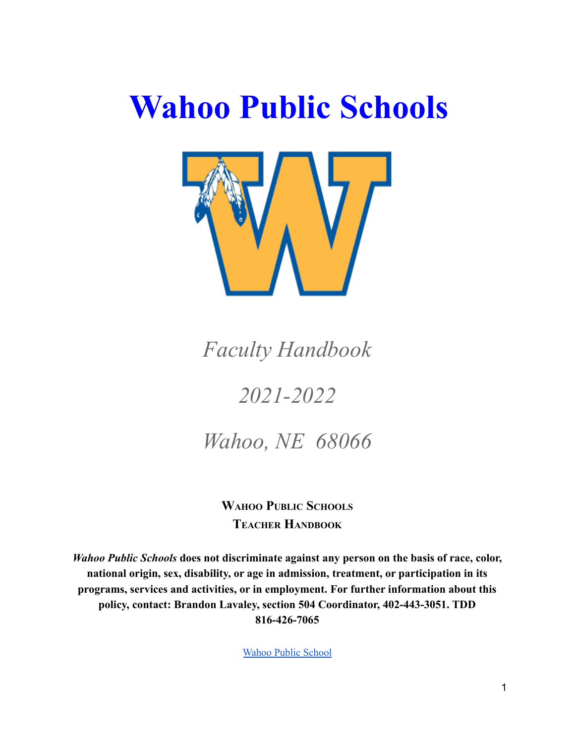# Wahoo Public Schools

*Faculty Handbook*

*2021-2022*

*Wahoo, NE  68066*

**Wahoo Public Schools**
**Teacher Handbook**

***Wahoo Public Schools*** **does not discriminate against any person on the basis of race, color, national origin, sex, disability, or age in admission, treatment, or participation in its programs, services and activities, or in employment. For further information about this policy, contact: Brandon Lavaley, section 504 Coordinator, 402-443-3051. TDD 816-426-7065**

Wahoo Public School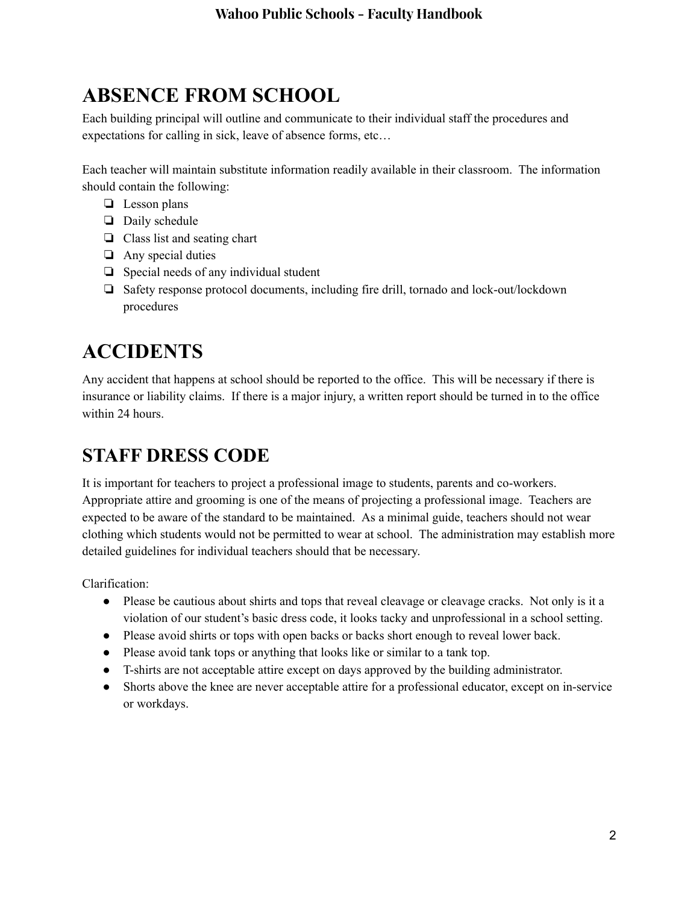# ABSENCE FROM SCHOOL

Each building principal will outline and communicate to their individual staff the procedures and expectations for calling in sick, leave of absence forms, etc…

Each teacher will maintain substitute information readily available in their classroom. The information should contain the following:

- Lesson plans
- Daily schedule
- Class list and seating chart
- Any special duties
- Special needs of any individual student
- Safety response protocol documents, including fire drill, tornado and lock-out/lockdown procedures

# ACCIDENTS

Any accident that happens at school should be reported to the office. This will be necessary if there is insurance or liability claims. If there is a major injury, a written report should be turned in to the office within 24 hours.

# STAFF DRESS CODE

It is important for teachers to project a professional image to students, parents and co-workers. Appropriate attire and grooming is one of the means of projecting a professional image. Teachers are expected to be aware of the standard to be maintained. As a minimal guide, teachers should not wear clothing which students would not be permitted to wear at school. The administration may establish more detailed guidelines for individual teachers should that be necessary.

Clarification:

- Please be cautious about shirts and tops that reveal cleavage or cleavage cracks. Not only is it a violation of our student's basic dress code, it looks tacky and unprofessional in a school setting.
- Please avoid shirts or tops with open backs or backs short enough to reveal lower back.
- Please avoid tank tops or anything that looks like or similar to a tank top.
- T-shirts are not acceptable attire except on days approved by the building administrator.
- Shorts above the knee are never acceptable attire for a professional educator, except on in-service or workdays.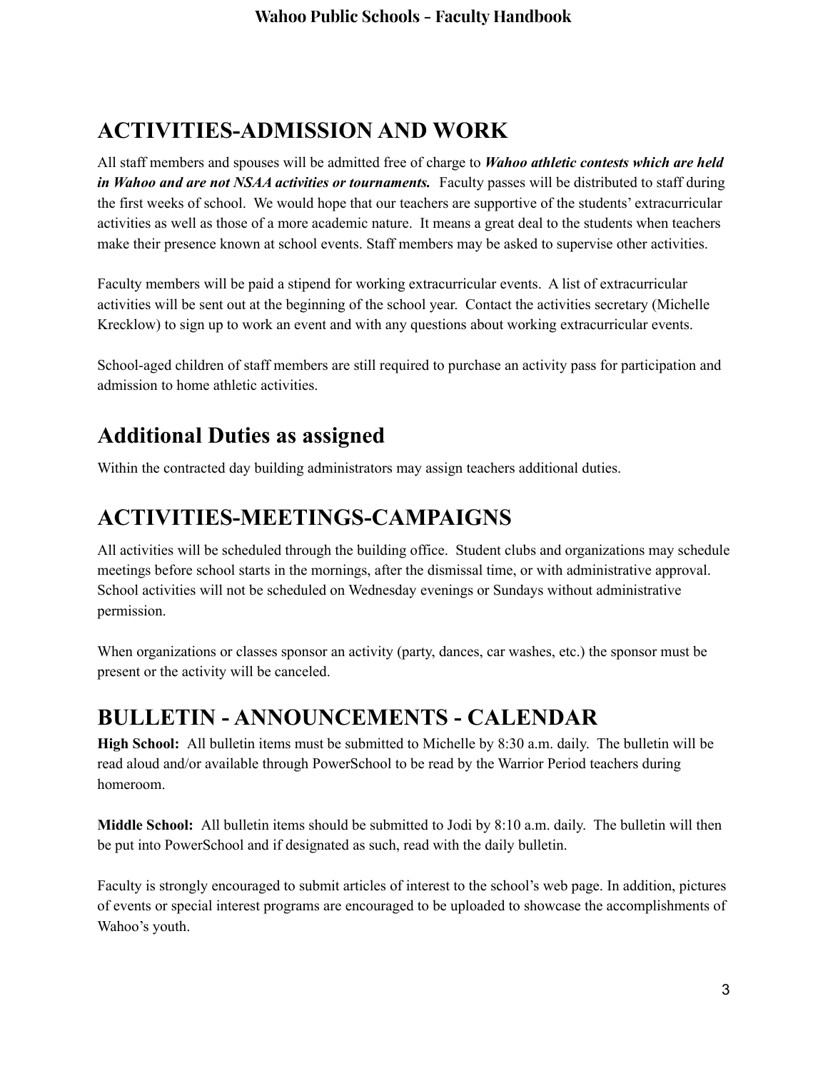## ACTIVITIES-ADMISSION AND WORK

All staff members and spouses will be admitted free of charge to ***Wahoo athletic contests which are held in Wahoo and are not NSAA activities or tournaments.*** Faculty passes will be distributed to staff during the first weeks of school. We would hope that our teachers are supportive of the students' extracurricular activities as well as those of a more academic nature. It means a great deal to the students when teachers make their presence known at school events. Staff members may be asked to supervise other activities.

Faculty members will be paid a stipend for working extracurricular events. A list of extracurricular activities will be sent out at the beginning of the school year. Contact the activities secretary (Michelle Krecklow) to sign up to work an event and with any questions about working extracurricular events.

School-aged children of staff members are still required to purchase an activity pass for participation and admission to home athletic activities.

## Additional Duties as assigned

Within the contracted day building administrators may assign teachers additional duties.

## ACTIVITIES-MEETINGS-CAMPAIGNS

All activities will be scheduled through the building office. Student clubs and organizations may schedule meetings before school starts in the mornings, after the dismissal time, or with administrative approval. School activities will not be scheduled on Wednesday evenings or Sundays without administrative permission.

When organizations or classes sponsor an activity (party, dances, car washes, etc.) the sponsor must be present or the activity will be canceled.

## BULLETIN - ANNOUNCEMENTS - CALENDAR

**High School:** All bulletin items must be submitted to Michelle by 8:30 a.m. daily. The bulletin will be read aloud and/or available through PowerSchool to be read by the Warrior Period teachers during homeroom.

**Middle School:** All bulletin items should be submitted to Jodi by 8:10 a.m. daily. The bulletin will then be put into PowerSchool and if designated as such, read with the daily bulletin.

Faculty is strongly encouraged to submit articles of interest to the school's web page. In addition, pictures of events or special interest programs are encouraged to be uploaded to showcase the accomplishments of Wahoo's youth.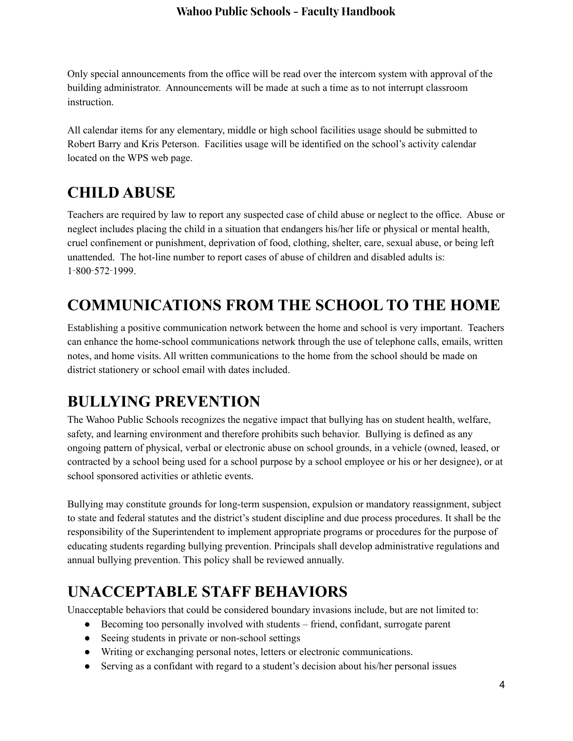Only special announcements from the office will be read over the intercom system with approval of the building administrator. Announcements will be made at such a time as to not interrupt classroom instruction.

All calendar items for any elementary, middle or high school facilities usage should be submitted to Robert Barry and Kris Peterson. Facilities usage will be identified on the school's activity calendar located on the WPS web page.

# CHILD ABUSE

Teachers are required by law to report any suspected case of child abuse or neglect to the office. Abuse or neglect includes placing the child in a situation that endangers his/her life or physical or mental health, cruel confinement or punishment, deprivation of food, clothing, shelter, care, sexual abuse, or being left unattended. The hot-line number to report cases of abuse of children and disabled adults is: 1-800-572-1999.

# COMMUNICATIONS FROM THE SCHOOL TO THE HOME

Establishing a positive communication network between the home and school is very important. Teachers can enhance the home-school communications network through the use of telephone calls, emails, written notes, and home visits. All written communications to the home from the school should be made on district stationery or school email with dates included.

# BULLYING PREVENTION

The Wahoo Public Schools recognizes the negative impact that bullying has on student health, welfare, safety, and learning environment and therefore prohibits such behavior. Bullying is defined as any ongoing pattern of physical, verbal or electronic abuse on school grounds, in a vehicle (owned, leased, or contracted by a school being used for a school purpose by a school employee or his or her designee), or at school sponsored activities or athletic events.

Bullying may constitute grounds for long-term suspension, expulsion or mandatory reassignment, subject to state and federal statutes and the district's student discipline and due process procedures. It shall be the responsibility of the Superintendent to implement appropriate programs or procedures for the purpose of educating students regarding bullying prevention. Principals shall develop administrative regulations and annual bullying prevention. This policy shall be reviewed annually.

# UNACCEPTABLE STAFF BEHAVIORS

Unacceptable behaviors that could be considered boundary invasions include, but are not limited to:

- Becoming too personally involved with students – friend, confidant, surrogate parent
- Seeing students in private or non-school settings
- Writing or exchanging personal notes, letters or electronic communications.
- Serving as a confidant with regard to a student's decision about his/her personal issues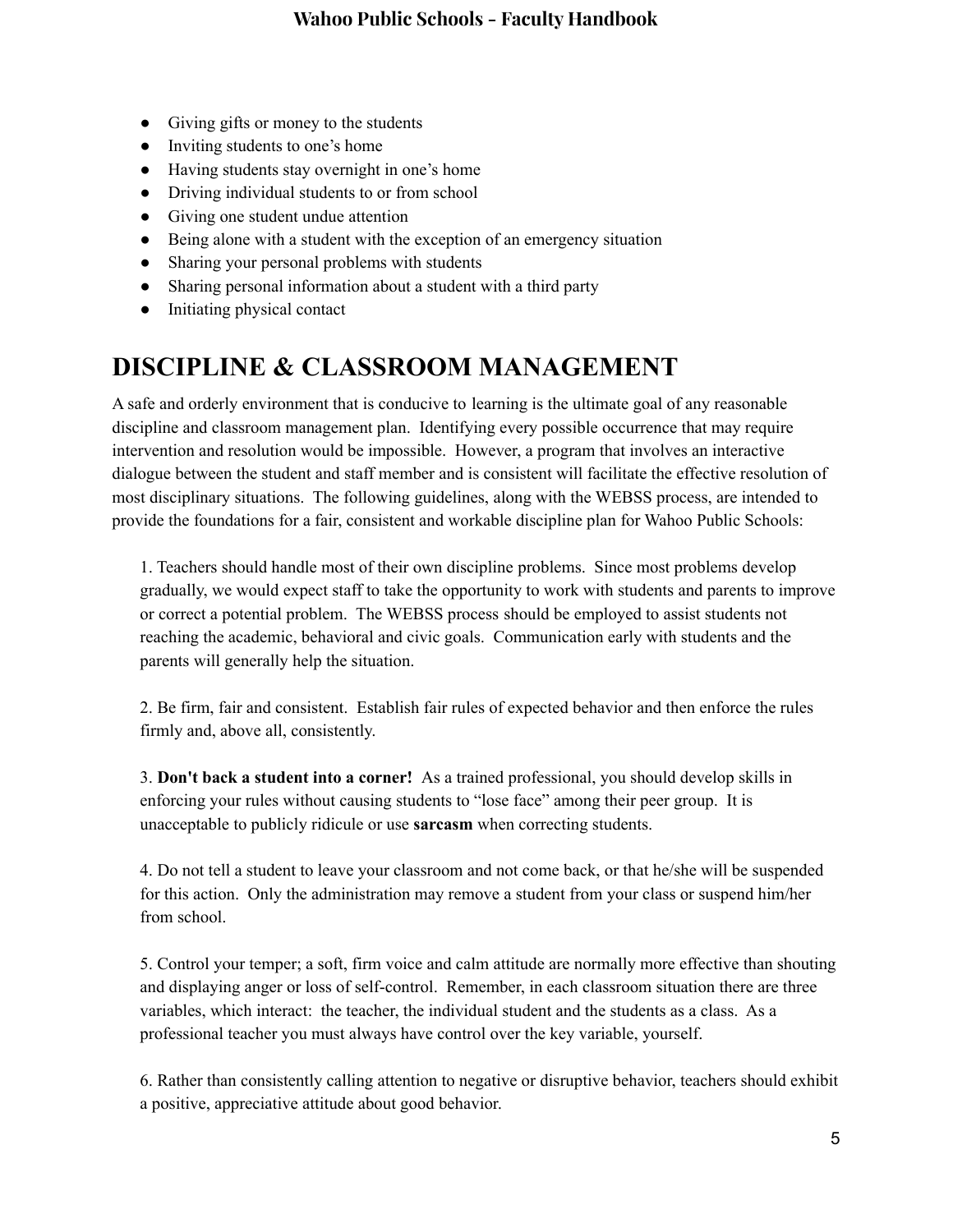- Giving gifts or money to the students
- Inviting students to one's home
- Having students stay overnight in one's home
- Driving individual students to or from school
- Giving one student undue attention
- Being alone with a student with the exception of an emergency situation
- Sharing your personal problems with students
- Sharing personal information about a student with a third party
- Initiating physical contact

# DISCIPLINE & CLASSROOM MANAGEMENT

A safe and orderly environment that is conducive to learning is the ultimate goal of any reasonable discipline and classroom management plan. Identifying every possible occurrence that may require intervention and resolution would be impossible. However, a program that involves an interactive dialogue between the student and staff member and is consistent will facilitate the effective resolution of most disciplinary situations. The following guidelines, along with the WEBSS process, are intended to provide the foundations for a fair, consistent and workable discipline plan for Wahoo Public Schools:

1. Teachers should handle most of their own discipline problems. Since most problems develop gradually, we would expect staff to take the opportunity to work with students and parents to improve or correct a potential problem. The WEBSS process should be employed to assist students not reaching the academic, behavioral and civic goals. Communication early with students and the parents will generally help the situation.

2. Be firm, fair and consistent. Establish fair rules of expected behavior and then enforce the rules firmly and, above all, consistently.

3. **Don't back a student into a corner!** As a trained professional, you should develop skills in enforcing your rules without causing students to "lose face" among their peer group. It is unacceptable to publicly ridicule or use **sarcasm** when correcting students.

4. Do not tell a student to leave your classroom and not come back, or that he/she will be suspended for this action. Only the administration may remove a student from your class or suspend him/her from school.

5. Control your temper; a soft, firm voice and calm attitude are normally more effective than shouting and displaying anger or loss of self-control. Remember, in each classroom situation there are three variables, which interact: the teacher, the individual student and the students as a class. As a professional teacher you must always have control over the key variable, yourself.

6. Rather than consistently calling attention to negative or disruptive behavior, teachers should exhibit a positive, appreciative attitude about good behavior.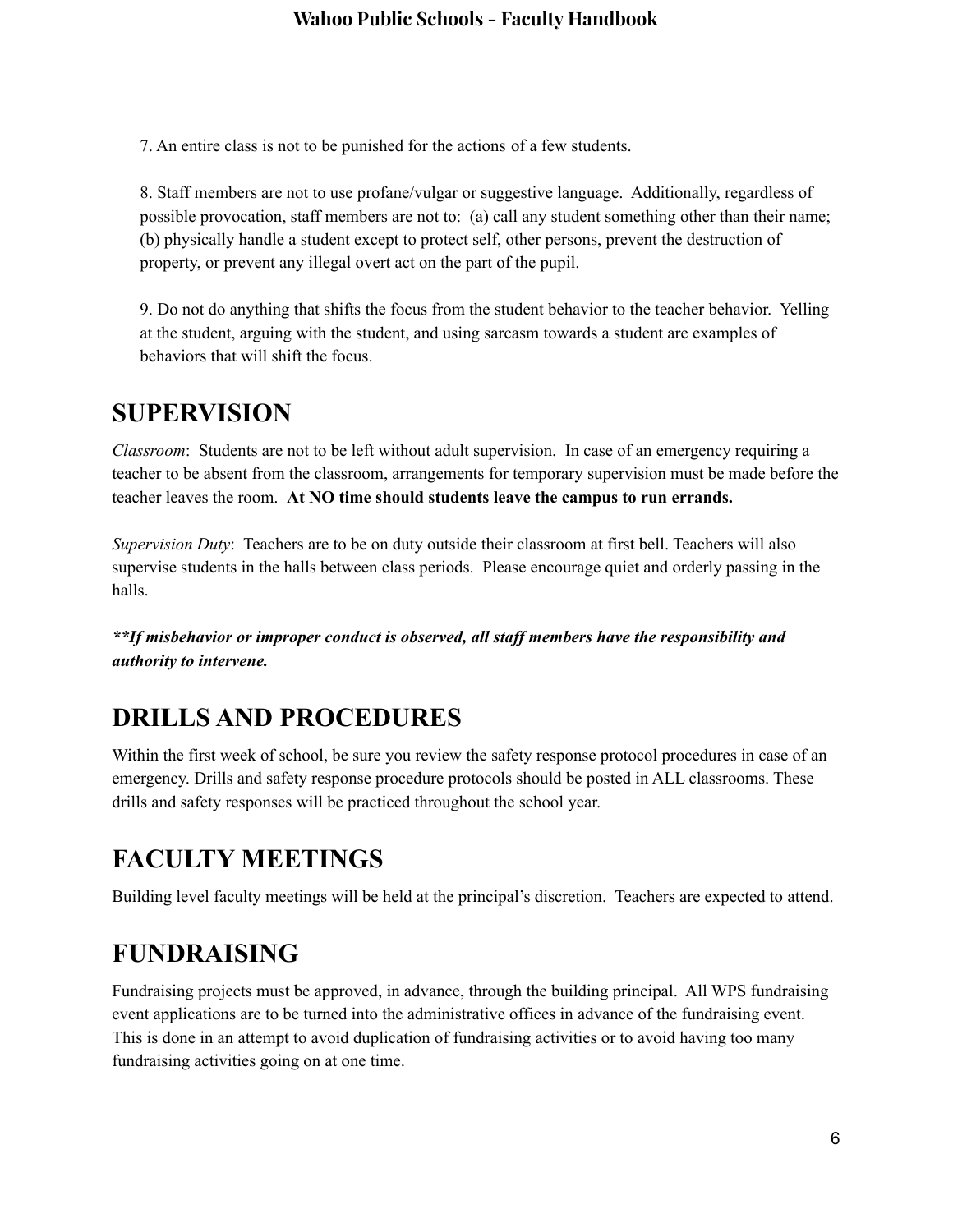7. An entire class is not to be punished for the actions of a few students.

8. Staff members are not to use profane/vulgar or suggestive language. Additionally, regardless of possible provocation, staff members are not to: (a) call any student something other than their name; (b) physically handle a student except to protect self, other persons, prevent the destruction of property, or prevent any illegal overt act on the part of the pupil.

9. Do not do anything that shifts the focus from the student behavior to the teacher behavior. Yelling at the student, arguing with the student, and using sarcasm towards a student are examples of behaviors that will shift the focus.

# SUPERVISION

*Classroom*: Students are not to be left without adult supervision. In case of an emergency requiring a teacher to be absent from the classroom, arrangements for temporary supervision must be made before the teacher leaves the room. **At NO time should students leave the campus to run errands.**

*Supervision Duty*: Teachers are to be on duty outside their classroom at first bell. Teachers will also supervise students in the halls between class periods. Please encourage quiet and orderly passing in the halls.

***\*\*If misbehavior or improper conduct is observed, all staff members have the responsibility and authority to intervene.***

# DRILLS AND PROCEDURES

Within the first week of school, be sure you review the safety response protocol procedures in case of an emergency. Drills and safety response procedure protocols should be posted in ALL classrooms. These drills and safety responses will be practiced throughout the school year.

# FACULTY MEETINGS

Building level faculty meetings will be held at the principal's discretion. Teachers are expected to attend.

# FUNDRAISING

Fundraising projects must be approved, in advance, through the building principal. All WPS fundraising event applications are to be turned into the administrative offices in advance of the fundraising event. This is done in an attempt to avoid duplication of fundraising activities or to avoid having too many fundraising activities going on at one time.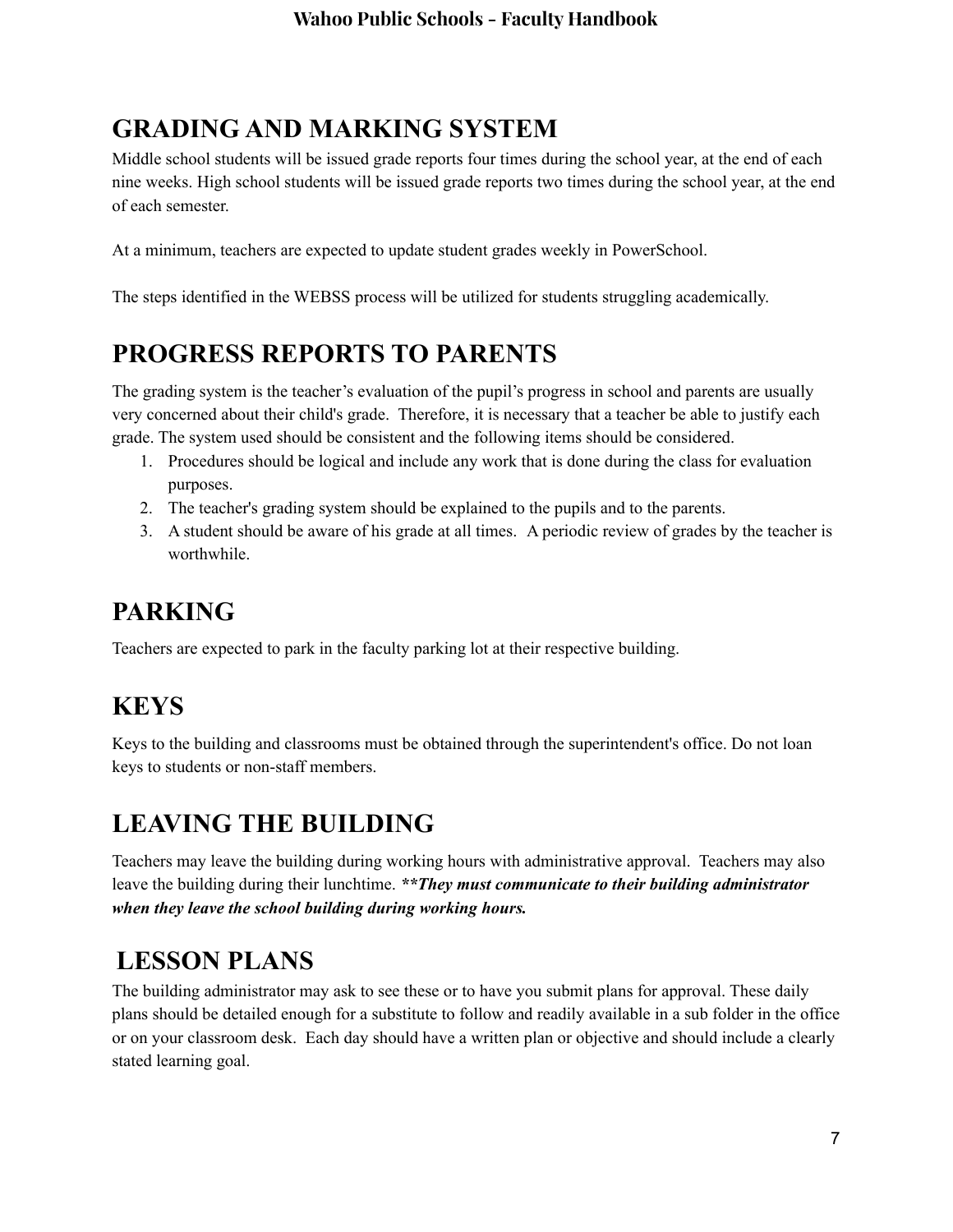## GRADING AND MARKING SYSTEM

Middle school students will be issued grade reports four times during the school year, at the end of each nine weeks. High school students will be issued grade reports two times during the school year, at the end of each semester.

At a minimum, teachers are expected to update student grades weekly in PowerSchool.

The steps identified in the WEBSS process will be utilized for students struggling academically.

## PROGRESS REPORTS TO PARENTS

The grading system is the teacher's evaluation of the pupil's progress in school and parents are usually very concerned about their child's grade. Therefore, it is necessary that a teacher be able to justify each grade. The system used should be consistent and the following items should be considered.

1. Procedures should be logical and include any work that is done during the class for evaluation purposes.
2. The teacher's grading system should be explained to the pupils and to the parents.
3. A student should be aware of his grade at all times. A periodic review of grades by the teacher is worthwhile.

## PARKING

Teachers are expected to park in the faculty parking lot at their respective building.

## KEYS

Keys to the building and classrooms must be obtained through the superintendent's office. Do not loan keys to students or non-staff members.

## LEAVING THE BUILDING

Teachers may leave the building during working hours with administrative approval. Teachers may also leave the building during their lunchtime. ***\*\*They must communicate to their building administrator when they leave the school building during working hours.***

## LESSON PLANS

The building administrator may ask to see these or to have you submit plans for approval. These daily plans should be detailed enough for a substitute to follow and readily available in a sub folder in the office or on your classroom desk. Each day should have a written plan or objective and should include a clearly stated learning goal.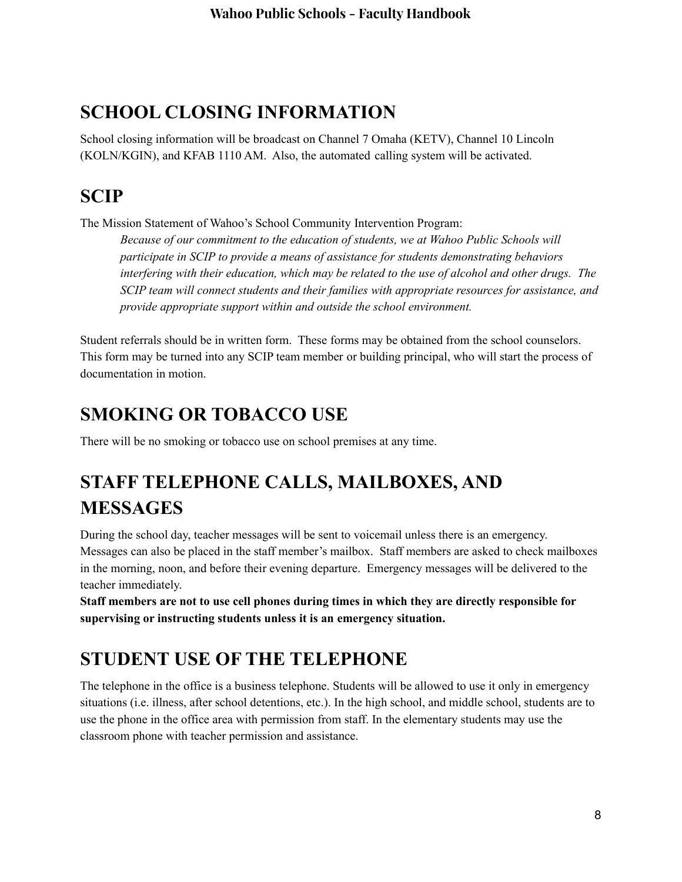## SCHOOL CLOSING INFORMATION

School closing information will be broadcast on Channel 7 Omaha (KETV), Channel 10 Lincoln (KOLN/KGIN), and KFAB 1110 AM. Also, the automated calling system will be activated.

## SCIP

The Mission Statement of Wahoo's School Community Intervention Program:

> *Because of our commitment to the education of students, we at Wahoo Public Schools will participate in SCIP to provide a means of assistance for students demonstrating behaviors interfering with their education, which may be related to the use of alcohol and other drugs. The SCIP team will connect students and their families with appropriate resources for assistance, and provide appropriate support within and outside the school environment.*

Student referrals should be in written form. These forms may be obtained from the school counselors. This form may be turned into any SCIP team member or building principal, who will start the process of documentation in motion.

## SMOKING OR TOBACCO USE

There will be no smoking or tobacco use on school premises at any time.

## STAFF TELEPHONE CALLS, MAILBOXES, AND MESSAGES

During the school day, teacher messages will be sent to voicemail unless there is an emergency. Messages can also be placed in the staff member's mailbox. Staff members are asked to check mailboxes in the morning, noon, and before their evening departure. Emergency messages will be delivered to the teacher immediately.
**Staff members are not to use cell phones during times in which they are directly responsible for supervising or instructing students unless it is an emergency situation.**

## STUDENT USE OF THE TELEPHONE

The telephone in the office is a business telephone. Students will be allowed to use it only in emergency situations (i.e. illness, after school detentions, etc.). In the high school, and middle school, students are to use the phone in the office area with permission from staff. In the elementary students may use the classroom phone with teacher permission and assistance.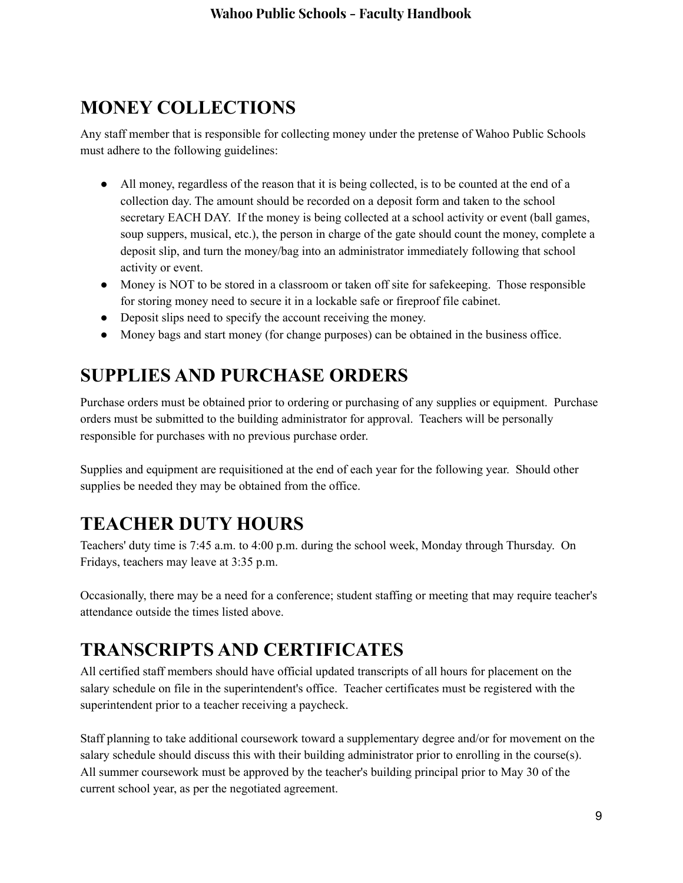## MONEY COLLECTIONS

Any staff member that is responsible for collecting money under the pretense of Wahoo Public Schools must adhere to the following guidelines:

- All money, regardless of the reason that it is being collected, is to be counted at the end of a collection day. The amount should be recorded on a deposit form and taken to the school secretary EACH DAY. If the money is being collected at a school activity or event (ball games, soup suppers, musical, etc.), the person in charge of the gate should count the money, complete a deposit slip, and turn the money/bag into an administrator immediately following that school activity or event.
- Money is NOT to be stored in a classroom or taken off site for safekeeping. Those responsible for storing money need to secure it in a lockable safe or fireproof file cabinet.
- Deposit slips need to specify the account receiving the money.
- Money bags and start money (for change purposes) can be obtained in the business office.

## SUPPLIES AND PURCHASE ORDERS

Purchase orders must be obtained prior to ordering or purchasing of any supplies or equipment. Purchase orders must be submitted to the building administrator for approval. Teachers will be personally responsible for purchases with no previous purchase order.

Supplies and equipment are requisitioned at the end of each year for the following year. Should other supplies be needed they may be obtained from the office.

## TEACHER DUTY HOURS

Teachers' duty time is 7:45 a.m. to 4:00 p.m. during the school week, Monday through Thursday. On Fridays, teachers may leave at 3:35 p.m.

Occasionally, there may be a need for a conference; student staffing or meeting that may require teacher's attendance outside the times listed above.

## TRANSCRIPTS AND CERTIFICATES

All certified staff members should have official updated transcripts of all hours for placement on the salary schedule on file in the superintendent's office. Teacher certificates must be registered with the superintendent prior to a teacher receiving a paycheck.

Staff planning to take additional coursework toward a supplementary degree and/or for movement on the salary schedule should discuss this with their building administrator prior to enrolling in the course(s). All summer coursework must be approved by the teacher's building principal prior to May 30 of the current school year, as per the negotiated agreement.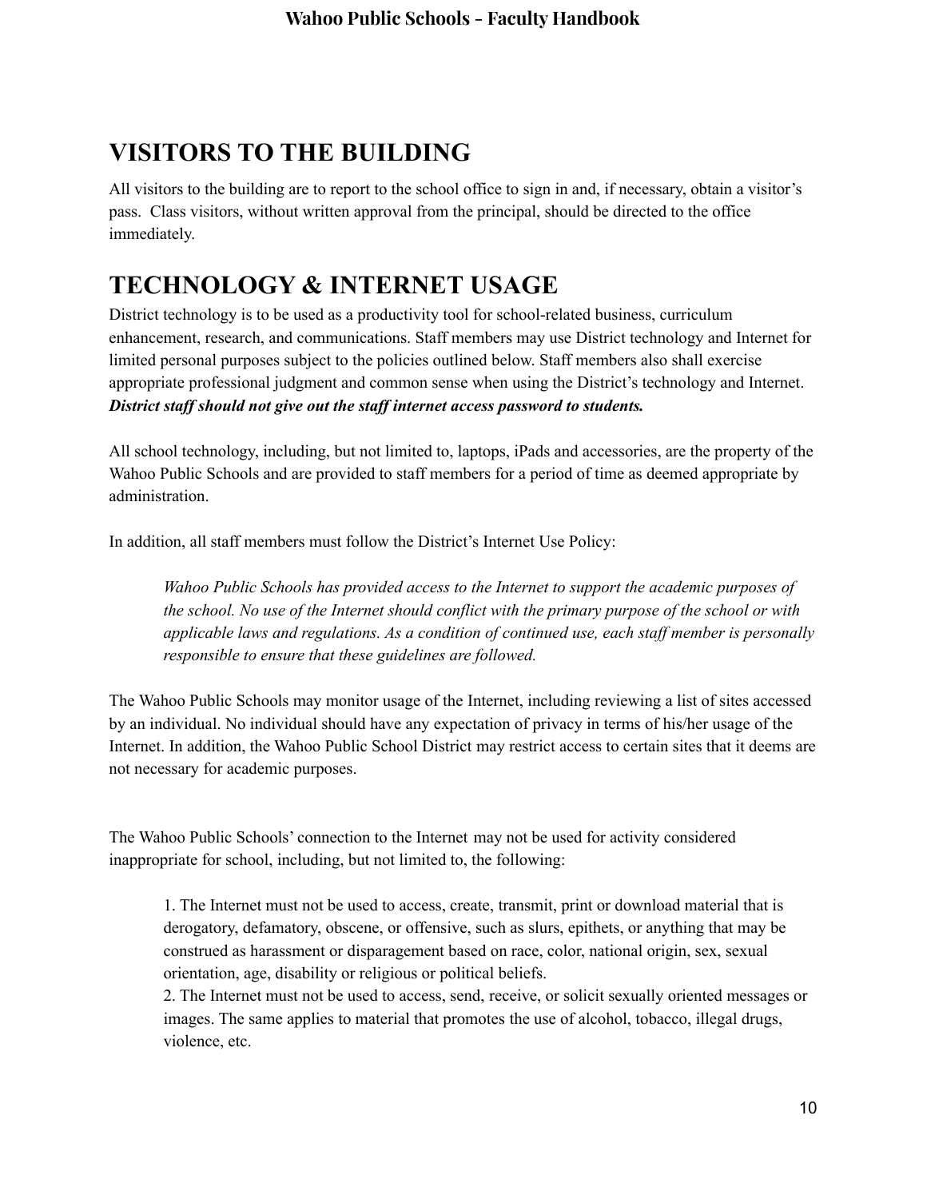# VISITORS TO THE BUILDING

All visitors to the building are to report to the school office to sign in and, if necessary, obtain a visitor's pass. Class visitors, without written approval from the principal, should be directed to the office immediately.

# TECHNOLOGY & INTERNET USAGE

District technology is to be used as a productivity tool for school-related business, curriculum enhancement, research, and communications. Staff members may use District technology and Internet for limited personal purposes subject to the policies outlined below. Staff members also shall exercise appropriate professional judgment and common sense when using the District's technology and Internet. ***District staff should not give out the staff internet access password to students.***

All school technology, including, but not limited to, laptops, iPads and accessories, are the property of the Wahoo Public Schools and are provided to staff members for a period of time as deemed appropriate by administration.

In addition, all staff members must follow the District's Internet Use Policy:

> *Wahoo Public Schools has provided access to the Internet to support the academic purposes of the school. No use of the Internet should conflict with the primary purpose of the school or with applicable laws and regulations. As a condition of continued use, each staff member is personally responsible to ensure that these guidelines are followed.*

The Wahoo Public Schools may monitor usage of the Internet, including reviewing a list of sites accessed by an individual. No individual should have any expectation of privacy in terms of his/her usage of the Internet. In addition, the Wahoo Public School District may restrict access to certain sites that it deems are not necessary for academic purposes.

The Wahoo Public Schools' connection to the Internet may not be used for activity considered inappropriate for school, including, but not limited to, the following:

1. The Internet must not be used to access, create, transmit, print or download material that is derogatory, defamatory, obscene, or offensive, such as slurs, epithets, or anything that may be construed as harassment or disparagement based on race, color, national origin, sex, sexual orientation, age, disability or religious or political beliefs.
2. The Internet must not be used to access, send, receive, or solicit sexually oriented messages or images. The same applies to material that promotes the use of alcohol, tobacco, illegal drugs, violence, etc.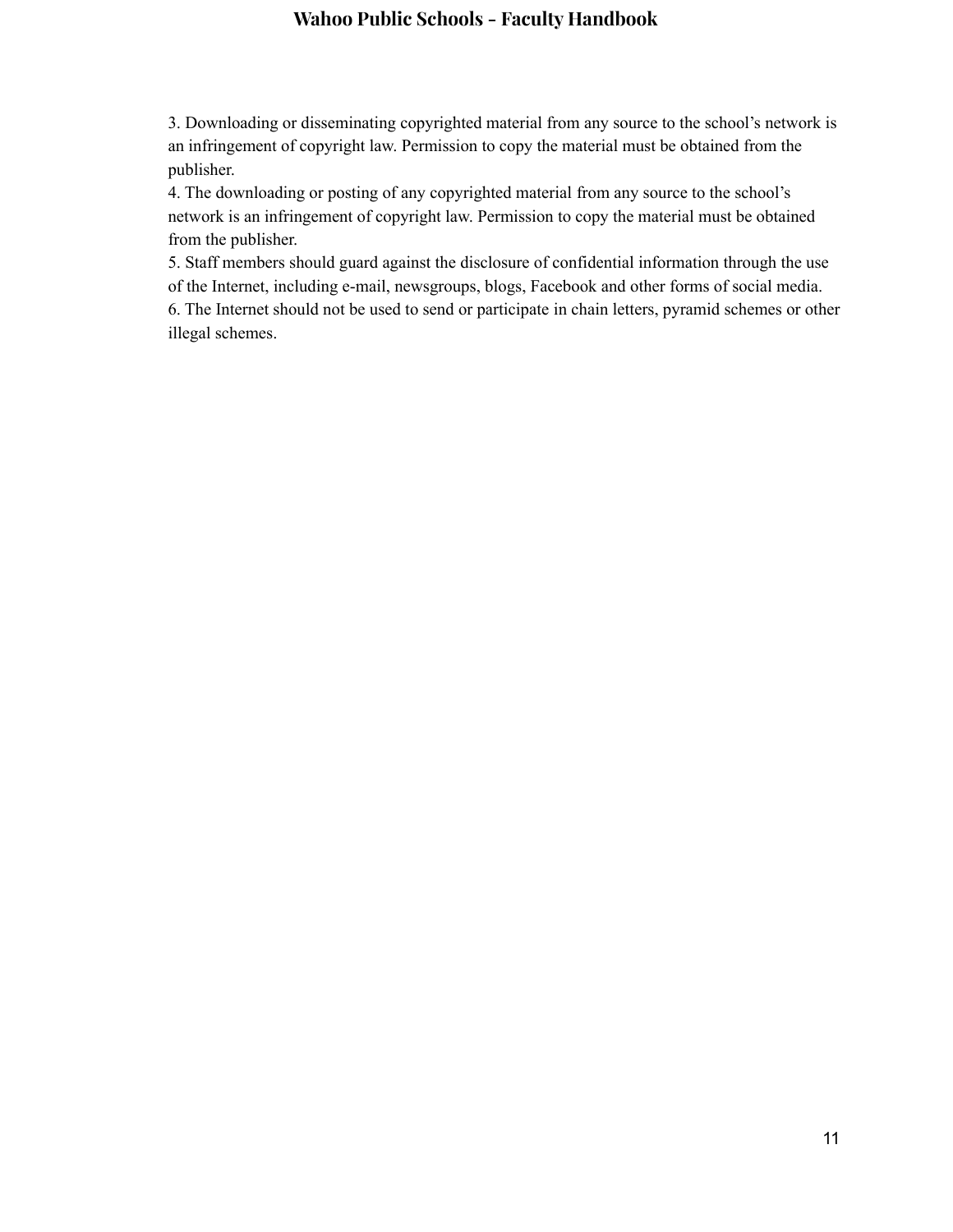3. Downloading or disseminating copyrighted material from any source to the school's network is an infringement of copyright law. Permission to copy the material must be obtained from the publisher.
4. The downloading or posting of any copyrighted material from any source to the school's network is an infringement of copyright law. Permission to copy the material must be obtained from the publisher.
5. Staff members should guard against the disclosure of confidential information through the use of the Internet, including e-mail, newsgroups, blogs, Facebook and other forms of social media.
6. The Internet should not be used to send or participate in chain letters, pyramid schemes or other illegal schemes.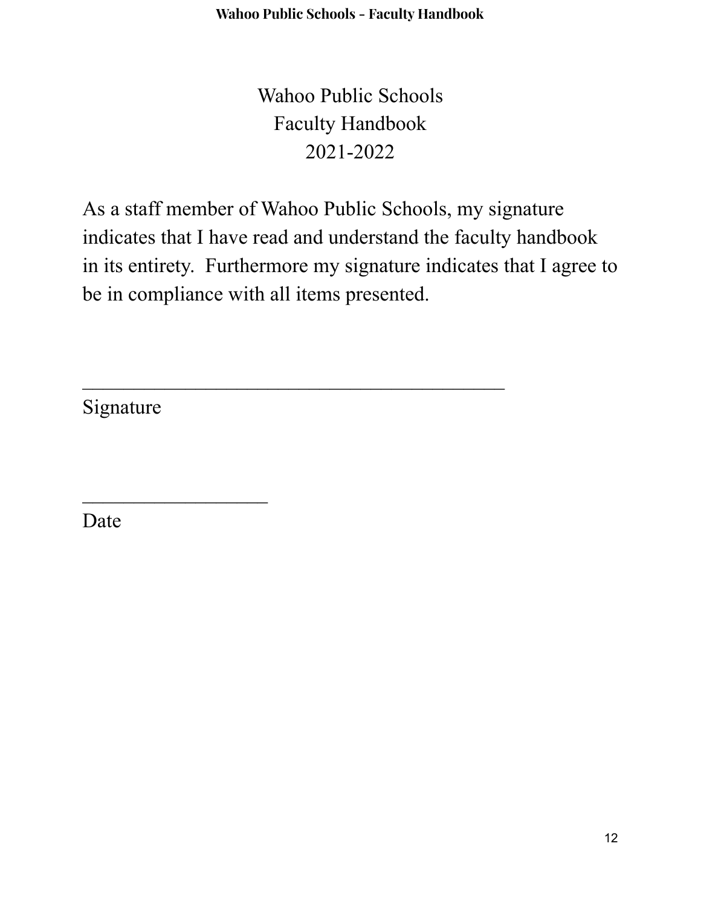Wahoo Public Schools
Faculty Handbook
2021-2022

As a staff member of Wahoo Public Schools, my signature indicates that I have read and understand the faculty handbook in its entirety. Furthermore my signature indicates that I agree to be in compliance with all items presented.

________________________________________
Signature

__________________
Date